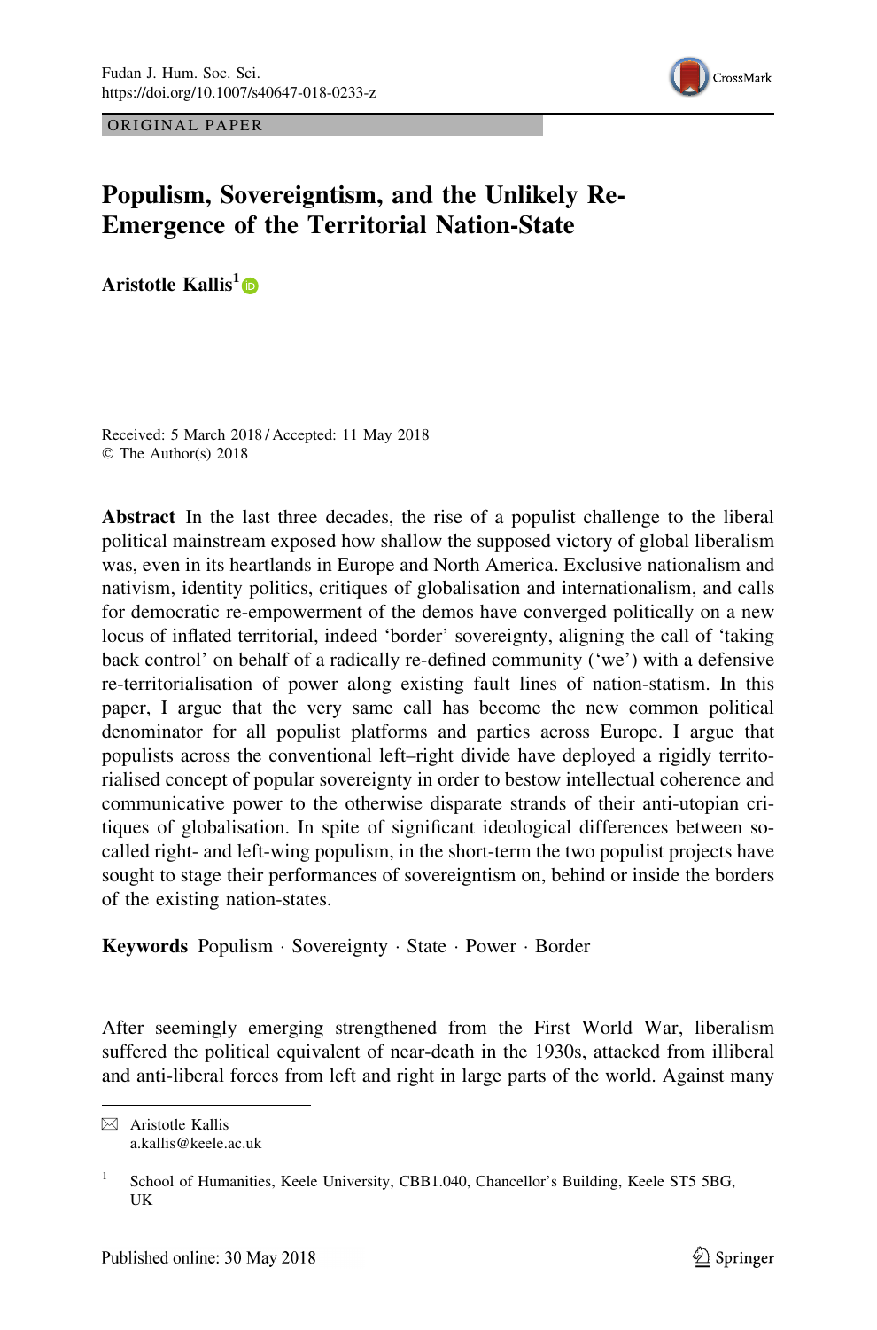ORIGINAL PAPER

# Populism, Sovereigntism, and the Unlikely Re-Emergence of the Territorial Nation-State

**Aristotle Kallis**[1]

Received: 5 March 2018 / Accepted: 11 May 2018
© The Author(s) 2018

**Abstract** In the last three decades, the rise of a populist challenge to the liberal political mainstream exposed how shallow the supposed victory of global liberalism was, even in its heartlands in Europe and North America. Exclusive nationalism and nativism, identity politics, critiques of globalisation and internationalism, and calls for democratic re-empowerment of the demos have converged politically on a new locus of inflated territorial, indeed 'border' sovereignty, aligning the call of 'taking back control' on behalf of a radically re-defined community ('we') with a defensive re-territorialisation of power along existing fault lines of nation-statism. In this paper, I argue that the very same call has become the new common political denominator for all populist platforms and parties across Europe. I argue that populists across the conventional left–right divide have deployed a rigidly territorialised concept of popular sovereignty in order to bestow intellectual coherence and communicative power to the otherwise disparate strands of their anti-utopian critiques of globalisation. In spite of significant ideological differences between so-called right- and left-wing populism, in the short-term the two populist projects have sought to stage their performances of sovereigntism on, behind or inside the borders of the existing nation-states.

**Keywords** Populism · Sovereignty · State · Power · Border

After seemingly emerging strengthened from the First World War, liberalism suffered the political equivalent of near-death in the 1930s, attacked from illiberal and anti-liberal forces from left and right in large parts of the world. Against many

---

✉ Aristotle Kallis
a.kallis@keele.ac.uk

[1] School of Humanities, Keele University, CBB1.040, Chancellor's Building, Keele ST5 5BG, UK

Published online: 30 May 2018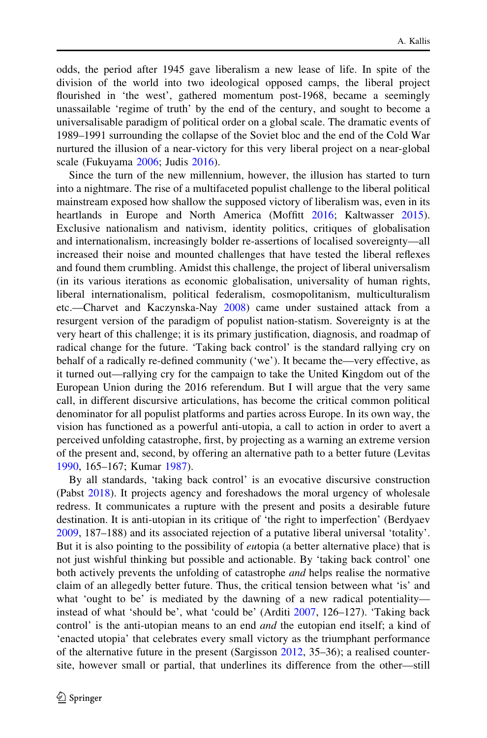odds, the period after 1945 gave liberalism a new lease of life. In spite of the division of the world into two ideological opposed camps, the liberal project flourished in 'the west', gathered momentum post-1968, became a seemingly unassailable 'regime of truth' by the end of the century, and sought to become a universalisable paradigm of political order on a global scale. The dramatic events of 1989–1991 surrounding the collapse of the Soviet bloc and the end of the Cold War nurtured the illusion of a near-victory for this very liberal project on a near-global scale (Fukuyama 2006; Judis 2016).

Since the turn of the new millennium, however, the illusion has started to turn into a nightmare. The rise of a multifaceted populist challenge to the liberal political mainstream exposed how shallow the supposed victory of liberalism was, even in its heartlands in Europe and North America (Moffitt 2016; Kaltwasser 2015). Exclusive nationalism and nativism, identity politics, critiques of globalisation and internationalism, increasingly bolder re-assertions of localised sovereignty—all increased their noise and mounted challenges that have tested the liberal reflexes and found them crumbling. Amidst this challenge, the project of liberal universalism (in its various iterations as economic globalisation, universality of human rights, liberal internationalism, political federalism, cosmopolitanism, multiculturalism etc.—Charvet and Kaczynska-Nay 2008) came under sustained attack from a resurgent version of the paradigm of populist nation-statism. Sovereignty is at the very heart of this challenge; it is its primary justification, diagnosis, and roadmap of radical change for the future. 'Taking back control' is the standard rallying cry on behalf of a radically re-defined community ('we'). It became the—very effective, as it turned out—rallying cry for the campaign to take the United Kingdom out of the European Union during the 2016 referendum. But I will argue that the very same call, in different discursive articulations, has become the critical common political denominator for all populist platforms and parties across Europe. In its own way, the vision has functioned as a powerful anti-utopia, a call to action in order to avert a perceived unfolding catastrophe, first, by projecting as a warning an extreme version of the present and, second, by offering an alternative path to a better future (Levitas 1990, 165–167; Kumar 1987).

By all standards, 'taking back control' is an evocative discursive construction (Pabst 2018). It projects agency and foreshadows the moral urgency of wholesale redress. It communicates a rupture with the present and posits a desirable future destination. It is anti-utopian in its critique of 'the right to imperfection' (Berdyaev 2009, 187–188) and its associated rejection of a putative liberal universal 'totality'. But it is also pointing to the possibility of *eu*topia (a better alternative place) that is not just wishful thinking but possible and actionable. By 'taking back control' one both actively prevents the unfolding of catastrophe *and* helps realise the normative claim of an allegedly better future. Thus, the critical tension between what 'is' and what 'ought to be' is mediated by the dawning of a new radical potentiality—instead of what 'should be', what 'could be' (Arditi 2007, 126–127). 'Taking back control' is the anti-utopian means to an end *and* the eutopian end itself; a kind of 'enacted utopia' that celebrates every small victory as the triumphant performance of the alternative future in the present (Sargisson 2012, 35–36); a realised counter-site, however small or partial, that underlines its difference from the other—still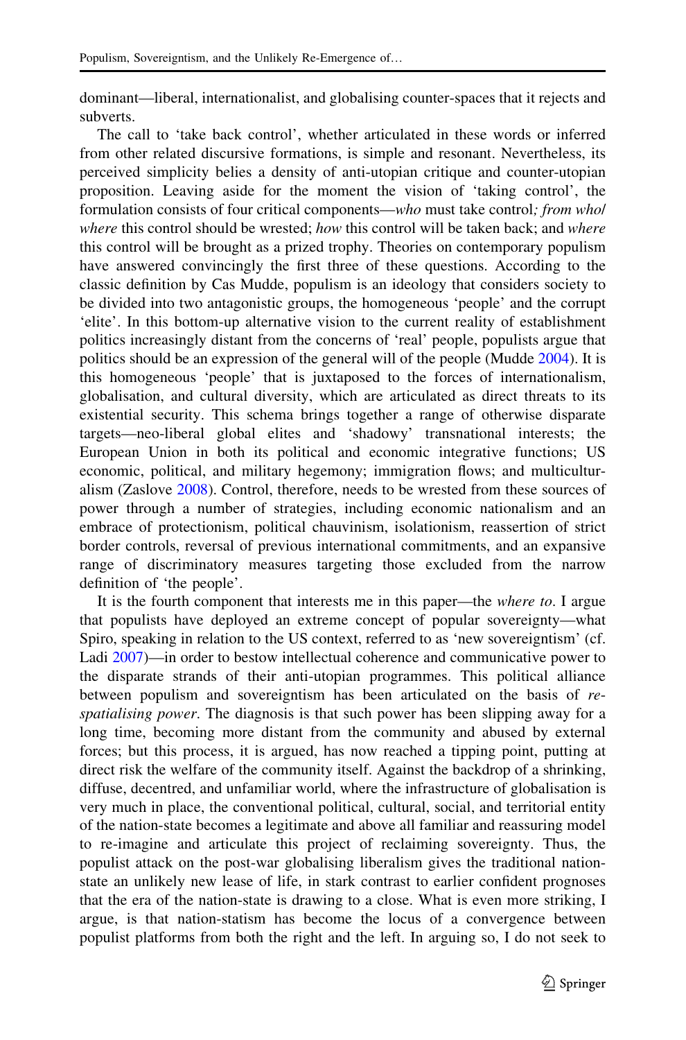dominant—liberal, internationalist, and globalising counter-spaces that it rejects and subverts.

The call to 'take back control', whether articulated in these words or inferred from other related discursive formations, is simple and resonant. Nevertheless, its perceived simplicity belies a density of anti-utopian critique and counter-utopian proposition. Leaving aside for the moment the vision of 'taking control', the formulation consists of four critical components—*who* must take control*; from who/where* this control should be wrested; *how* this control will be taken back; and *where* this control will be brought as a prized trophy. Theories on contemporary populism have answered convincingly the first three of these questions. According to the classic definition by Cas Mudde, populism is an ideology that considers society to be divided into two antagonistic groups, the homogeneous 'people' and the corrupt 'elite'. In this bottom-up alternative vision to the current reality of establishment politics increasingly distant from the concerns of 'real' people, populists argue that politics should be an expression of the general will of the people (Mudde 2004). It is this homogeneous 'people' that is juxtaposed to the forces of internationalism, globalisation, and cultural diversity, which are articulated as direct threats to its existential security. This schema brings together a range of otherwise disparate targets—neo-liberal global elites and 'shadowy' transnational interests; the European Union in both its political and economic integrative functions; US economic, political, and military hegemony; immigration flows; and multiculturalism (Zaslove 2008). Control, therefore, needs to be wrested from these sources of power through a number of strategies, including economic nationalism and an embrace of protectionism, political chauvinism, isolationism, reassertion of strict border controls, reversal of previous international commitments, and an expansive range of discriminatory measures targeting those excluded from the narrow definition of 'the people'.

It is the fourth component that interests me in this paper—the *where to*. I argue that populists have deployed an extreme concept of popular sovereignty—what Spiro, speaking in relation to the US context, referred to as 'new sovereigntism' (cf. Ladi 2007)—in order to bestow intellectual coherence and communicative power to the disparate strands of their anti-utopian programmes. This political alliance between populism and sovereigntism has been articulated on the basis of *re-spatialising power*. The diagnosis is that such power has been slipping away for a long time, becoming more distant from the community and abused by external forces; but this process, it is argued, has now reached a tipping point, putting at direct risk the welfare of the community itself. Against the backdrop of a shrinking, diffuse, decentred, and unfamiliar world, where the infrastructure of globalisation is very much in place, the conventional political, cultural, social, and territorial entity of the nation-state becomes a legitimate and above all familiar and reassuring model to re-imagine and articulate this project of reclaiming sovereignty. Thus, the populist attack on the post-war globalising liberalism gives the traditional nation-state an unlikely new lease of life, in stark contrast to earlier confident prognoses that the era of the nation-state is drawing to a close. What is even more striking, I argue, is that nation-statism has become the locus of a convergence between populist platforms from both the right and the left. In arguing so, I do not seek to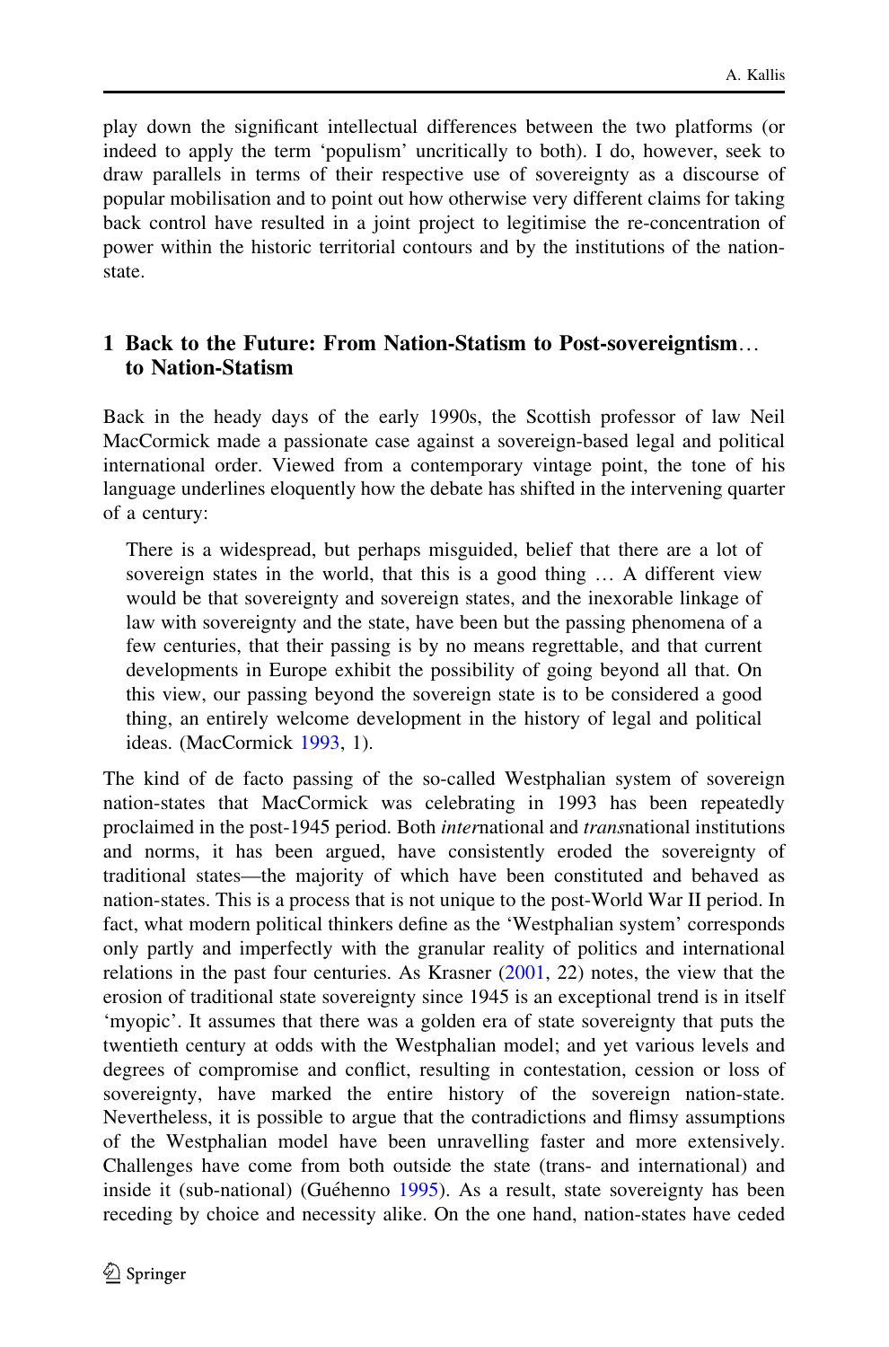play down the significant intellectual differences between the two platforms (or indeed to apply the term 'populism' uncritically to both). I do, however, seek to draw parallels in terms of their respective use of sovereignty as a discourse of popular mobilisation and to point out how otherwise very different claims for taking back control have resulted in a joint project to legitimise the re-concentration of power within the historic territorial contours and by the institutions of the nation-state.

## 1 Back to the Future: From Nation-Statism to Post-sovereigntism… to Nation-Statism

Back in the heady days of the early 1990s, the Scottish professor of law Neil MacCormick made a passionate case against a sovereign-based legal and political international order. Viewed from a contemporary vintage point, the tone of his language underlines eloquently how the debate has shifted in the intervening quarter of a century:

> There is a widespread, but perhaps misguided, belief that there are a lot of sovereign states in the world, that this is a good thing … A different view would be that sovereignty and sovereign states, and the inexorable linkage of law with sovereignty and the state, have been but the passing phenomena of a few centuries, that their passing is by no means regrettable, and that current developments in Europe exhibit the possibility of going beyond all that. On this view, our passing beyond the sovereign state is to be considered a good thing, an entirely welcome development in the history of legal and political ideas. (MacCormick 1993, 1).

The kind of de facto passing of the so-called Westphalian system of sovereign nation-states that MacCormick was celebrating in 1993 has been repeatedly proclaimed in the post-1945 period. Both *inter*national and *trans*national institutions and norms, it has been argued, have consistently eroded the sovereignty of traditional states—the majority of which have been constituted and behaved as nation-states. This is a process that is not unique to the post-World War II period. In fact, what modern political thinkers define as the 'Westphalian system' corresponds only partly and imperfectly with the granular reality of politics and international relations in the past four centuries. As Krasner (2001, 22) notes, the view that the erosion of traditional state sovereignty since 1945 is an exceptional trend is in itself 'myopic'. It assumes that there was a golden era of state sovereignty that puts the twentieth century at odds with the Westphalian model; and yet various levels and degrees of compromise and conflict, resulting in contestation, cession or loss of sovereignty, have marked the entire history of the sovereign nation-state. Nevertheless, it is possible to argue that the contradictions and flimsy assumptions of the Westphalian model have been unravelling faster and more extensively. Challenges have come from both outside the state (trans- and international) and inside it (sub-national) (Guéhenno 1995). As a result, state sovereignty has been receding by choice and necessity alike. On the one hand, nation-states have ceded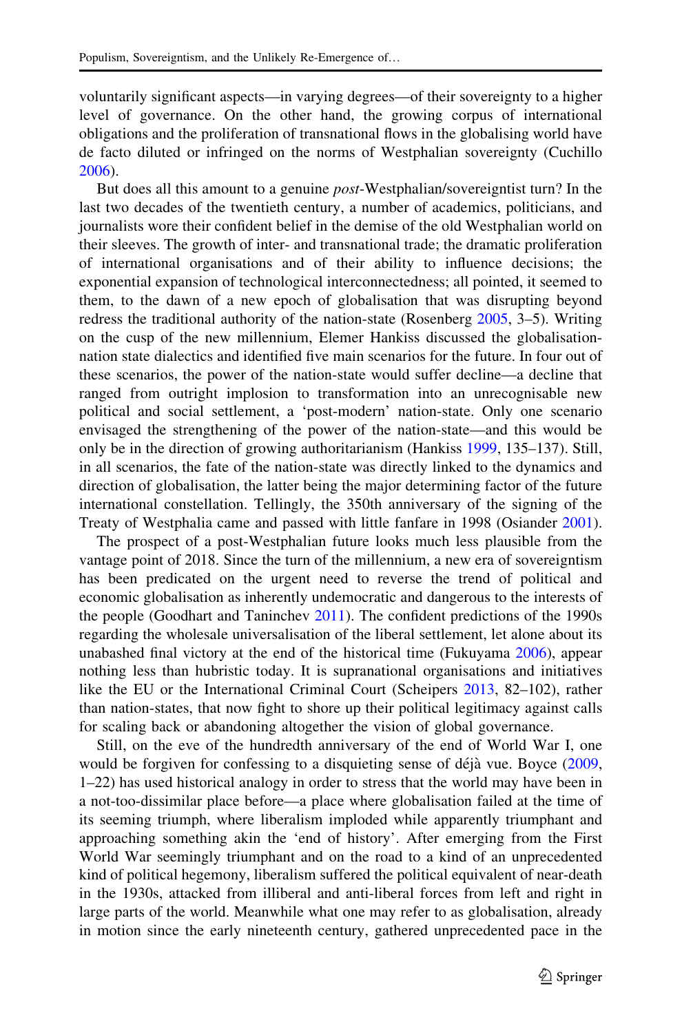voluntarily significant aspects—in varying degrees—of their sovereignty to a higher level of governance. On the other hand, the growing corpus of international obligations and the proliferation of transnational flows in the globalising world have de facto diluted or infringed on the norms of Westphalian sovereignty (Cuchillo 2006).

But does all this amount to a genuine *post*-Westphalian/sovereigntist turn? In the last two decades of the twentieth century, a number of academics, politicians, and journalists wore their confident belief in the demise of the old Westphalian world on their sleeves. The growth of inter- and transnational trade; the dramatic proliferation of international organisations and of their ability to influence decisions; the exponential expansion of technological interconnectedness; all pointed, it seemed to them, to the dawn of a new epoch of globalisation that was disrupting beyond redress the traditional authority of the nation-state (Rosenberg 2005, 3–5). Writing on the cusp of the new millennium, Elemer Hankiss discussed the globalisation-nation state dialectics and identified five main scenarios for the future. In four out of these scenarios, the power of the nation-state would suffer decline—a decline that ranged from outright implosion to transformation into an unrecognisable new political and social settlement, a 'post-modern' nation-state. Only one scenario envisaged the strengthening of the power of the nation-state—and this would be only be in the direction of growing authoritarianism (Hankiss 1999, 135–137). Still, in all scenarios, the fate of the nation-state was directly linked to the dynamics and direction of globalisation, the latter being the major determining factor of the future international constellation. Tellingly, the 350th anniversary of the signing of the Treaty of Westphalia came and passed with little fanfare in 1998 (Osiander 2001).

The prospect of a post-Westphalian future looks much less plausible from the vantage point of 2018. Since the turn of the millennium, a new era of sovereigntism has been predicated on the urgent need to reverse the trend of political and economic globalisation as inherently undemocratic and dangerous to the interests of the people (Goodhart and Taninchev 2011). The confident predictions of the 1990s regarding the wholesale universalisation of the liberal settlement, let alone about its unabashed final victory at the end of the historical time (Fukuyama 2006), appear nothing less than hubristic today. It is supranational organisations and initiatives like the EU or the International Criminal Court (Scheipers 2013, 82–102), rather than nation-states, that now fight to shore up their political legitimacy against calls for scaling back or abandoning altogether the vision of global governance.

Still, on the eve of the hundredth anniversary of the end of World War I, one would be forgiven for confessing to a disquieting sense of déjà vue. Boyce (2009, 1–22) has used historical analogy in order to stress that the world may have been in a not-too-dissimilar place before—a place where globalisation failed at the time of its seeming triumph, where liberalism imploded while apparently triumphant and approaching something akin the 'end of history'. After emerging from the First World War seemingly triumphant and on the road to a kind of an unprecedented kind of political hegemony, liberalism suffered the political equivalent of near-death in the 1930s, attacked from illiberal and anti-liberal forces from left and right in large parts of the world. Meanwhile what one may refer to as globalisation, already in motion since the early nineteenth century, gathered unprecedented pace in the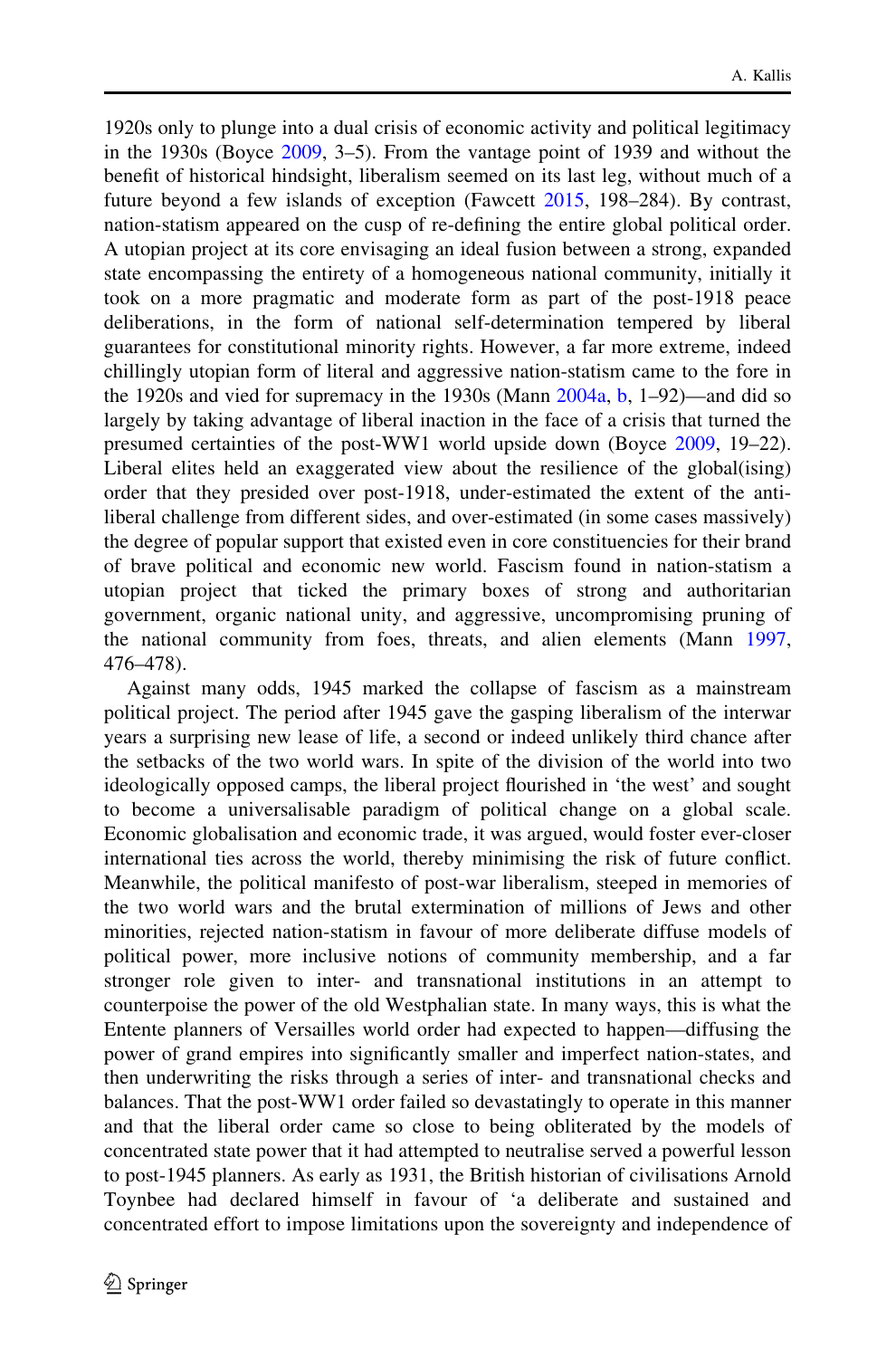1920s only to plunge into a dual crisis of economic activity and political legitimacy in the 1930s (Boyce 2009, 3–5). From the vantage point of 1939 and without the benefit of historical hindsight, liberalism seemed on its last leg, without much of a future beyond a few islands of exception (Fawcett 2015, 198–284). By contrast, nation-statism appeared on the cusp of re-defining the entire global political order. A utopian project at its core envisaging an ideal fusion between a strong, expanded state encompassing the entirety of a homogeneous national community, initially it took on a more pragmatic and moderate form as part of the post-1918 peace deliberations, in the form of national self-determination tempered by liberal guarantees for constitutional minority rights. However, a far more extreme, indeed chillingly utopian form of literal and aggressive nation-statism came to the fore in the 1920s and vied for supremacy in the 1930s (Mann 2004a, b, 1–92)—and did so largely by taking advantage of liberal inaction in the face of a crisis that turned the presumed certainties of the post-WW1 world upside down (Boyce 2009, 19–22). Liberal elites held an exaggerated view about the resilience of the global(ising) order that they presided over post-1918, under-estimated the extent of the anti-liberal challenge from different sides, and over-estimated (in some cases massively) the degree of popular support that existed even in core constituencies for their brand of brave political and economic new world. Fascism found in nation-statism a utopian project that ticked the primary boxes of strong and authoritarian government, organic national unity, and aggressive, uncompromising pruning of the national community from foes, threats, and alien elements (Mann 1997, 476–478).

Against many odds, 1945 marked the collapse of fascism as a mainstream political project. The period after 1945 gave the gasping liberalism of the interwar years a surprising new lease of life, a second or indeed unlikely third chance after the setbacks of the two world wars. In spite of the division of the world into two ideologically opposed camps, the liberal project flourished in 'the west' and sought to become a universalisable paradigm of political change on a global scale. Economic globalisation and economic trade, it was argued, would foster ever-closer international ties across the world, thereby minimising the risk of future conflict. Meanwhile, the political manifesto of post-war liberalism, steeped in memories of the two world wars and the brutal extermination of millions of Jews and other minorities, rejected nation-statism in favour of more deliberate diffuse models of political power, more inclusive notions of community membership, and a far stronger role given to inter- and transnational institutions in an attempt to counterpoise the power of the old Westphalian state. In many ways, this is what the Entente planners of Versailles world order had expected to happen—diffusing the power of grand empires into significantly smaller and imperfect nation-states, and then underwriting the risks through a series of inter- and transnational checks and balances. That the post-WW1 order failed so devastatingly to operate in this manner and that the liberal order came so close to being obliterated by the models of concentrated state power that it had attempted to neutralise served a powerful lesson to post-1945 planners. As early as 1931, the British historian of civilisations Arnold Toynbee had declared himself in favour of 'a deliberate and sustained and concentrated effort to impose limitations upon the sovereignty and independence of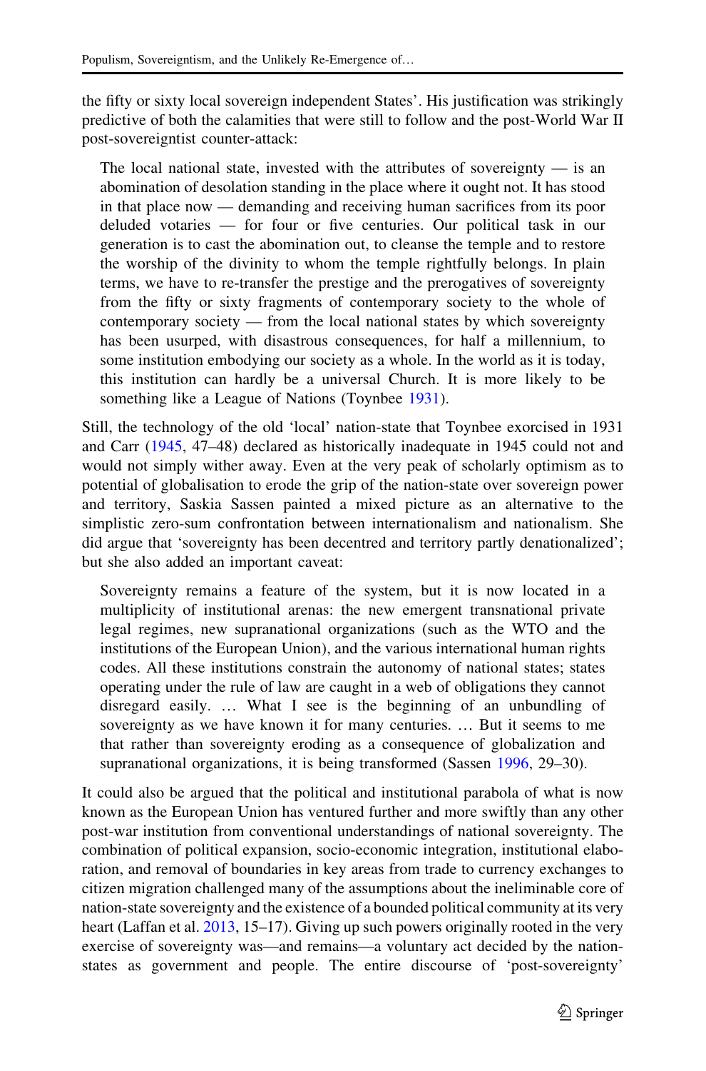the fifty or sixty local sovereign independent States'. His justification was strikingly predictive of both the calamities that were still to follow and the post-World War II post-sovereigntist counter-attack:

> The local national state, invested with the attributes of sovereignty — is an abomination of desolation standing in the place where it ought not. It has stood in that place now — demanding and receiving human sacrifices from its poor deluded votaries — for four or five centuries. Our political task in our generation is to cast the abomination out, to cleanse the temple and to restore the worship of the divinity to whom the temple rightfully belongs. In plain terms, we have to re-transfer the prestige and the prerogatives of sovereignty from the fifty or sixty fragments of contemporary society to the whole of contemporary society — from the local national states by which sovereignty has been usurped, with disastrous consequences, for half a millennium, to some institution embodying our society as a whole. In the world as it is today, this institution can hardly be a universal Church. It is more likely to be something like a League of Nations (Toynbee 1931).

Still, the technology of the old 'local' nation-state that Toynbee exorcised in 1931 and Carr (1945, 47–48) declared as historically inadequate in 1945 could not and would not simply wither away. Even at the very peak of scholarly optimism as to potential of globalisation to erode the grip of the nation-state over sovereign power and territory, Saskia Sassen painted a mixed picture as an alternative to the simplistic zero-sum confrontation between internationalism and nationalism. She did argue that 'sovereignty has been decentred and territory partly denationalized'; but she also added an important caveat:

> Sovereignty remains a feature of the system, but it is now located in a multiplicity of institutional arenas: the new emergent transnational private legal regimes, new supranational organizations (such as the WTO and the institutions of the European Union), and the various international human rights codes. All these institutions constrain the autonomy of national states; states operating under the rule of law are caught in a web of obligations they cannot disregard easily. … What I see is the beginning of an unbundling of sovereignty as we have known it for many centuries. … But it seems to me that rather than sovereignty eroding as a consequence of globalization and supranational organizations, it is being transformed (Sassen 1996, 29–30).

It could also be argued that the political and institutional parabola of what is now known as the European Union has ventured further and more swiftly than any other post-war institution from conventional understandings of national sovereignty. The combination of political expansion, socio-economic integration, institutional elaboration, and removal of boundaries in key areas from trade to currency exchanges to citizen migration challenged many of the assumptions about the ineliminable core of nation-state sovereignty and the existence of a bounded political community at its very heart (Laffan et al. 2013, 15–17). Giving up such powers originally rooted in the very exercise of sovereignty was—and remains—a voluntary act decided by the nation-states as government and people. The entire discourse of 'post-sovereignty'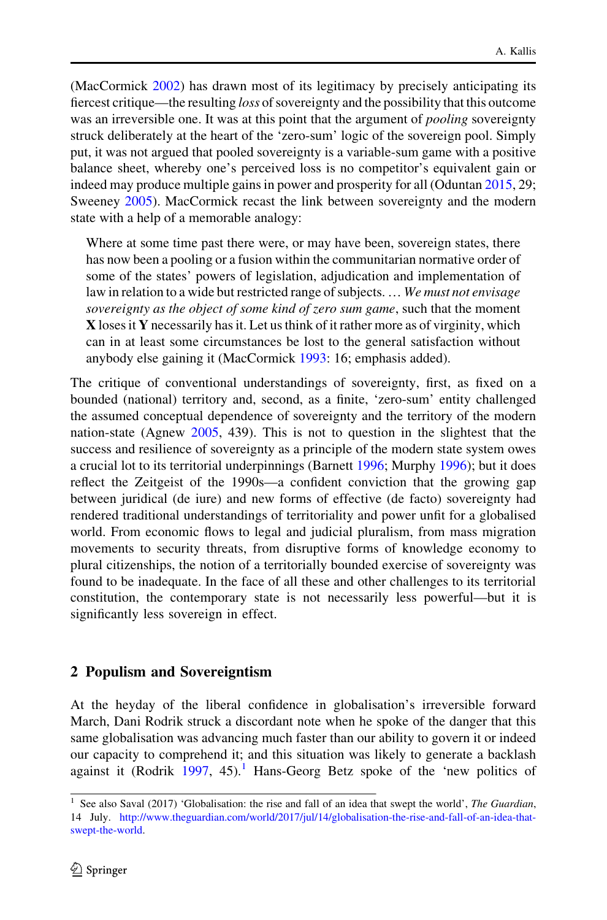(MacCormick 2002) has drawn most of its legitimacy by precisely anticipating its fiercest critique—the resulting *loss* of sovereignty and the possibility that this outcome was an irreversible one. It was at this point that the argument of *pooling* sovereignty struck deliberately at the heart of the 'zero-sum' logic of the sovereign pool. Simply put, it was not argued that pooled sovereignty is a variable-sum game with a positive balance sheet, whereby one's perceived loss is no competitor's equivalent gain or indeed may produce multiple gains in power and prosperity for all (Oduntan 2015, 29; Sweeney 2005). MacCormick recast the link between sovereignty and the modern state with a help of a memorable analogy:

> Where at some time past there were, or may have been, sovereign states, there has now been a pooling or a fusion within the communitarian normative order of some of the states' powers of legislation, adjudication and implementation of law in relation to a wide but restricted range of subjects. … *We must not envisage sovereignty as the object of some kind of zero sum game*, such that the moment **X** loses it **Y** necessarily has it. Let us think of it rather more as of virginity, which can in at least some circumstances be lost to the general satisfaction without anybody else gaining it (MacCormick 1993: 16; emphasis added).

The critique of conventional understandings of sovereignty, first, as fixed on a bounded (national) territory and, second, as a finite, 'zero-sum' entity challenged the assumed conceptual dependence of sovereignty and the territory of the modern nation-state (Agnew 2005, 439). This is not to question in the slightest that the success and resilience of sovereignty as a principle of the modern state system owes a crucial lot to its territorial underpinnings (Barnett 1996; Murphy 1996); but it does reflect the Zeitgeist of the 1990s—a confident conviction that the growing gap between juridical (de iure) and new forms of effective (de facto) sovereignty had rendered traditional understandings of territoriality and power unfit for a globalised world. From economic flows to legal and judicial pluralism, from mass migration movements to security threats, from disruptive forms of knowledge economy to plural citizenships, the notion of a territorially bounded exercise of sovereignty was found to be inadequate. In the face of all these and other challenges to its territorial constitution, the contemporary state is not necessarily less powerful—but it is significantly less sovereign in effect.

## 2 Populism and Sovereigntism

At the heyday of the liberal confidence in globalisation's irreversible forward March, Dani Rodrik struck a discordant note when he spoke of the danger that this same globalisation was advancing much faster than our ability to govern it or indeed our capacity to comprehend it; and this situation was likely to generate a backlash against it (Rodrik 1997, 45).[1] Hans-Georg Betz spoke of the 'new politics of

[1] See also Saval (2017) 'Globalisation: the rise and fall of an idea that swept the world', *The Guardian*, 14 July. http://www.theguardian.com/world/2017/jul/14/globalisation-the-rise-and-fall-of-an-idea-that-swept-the-world.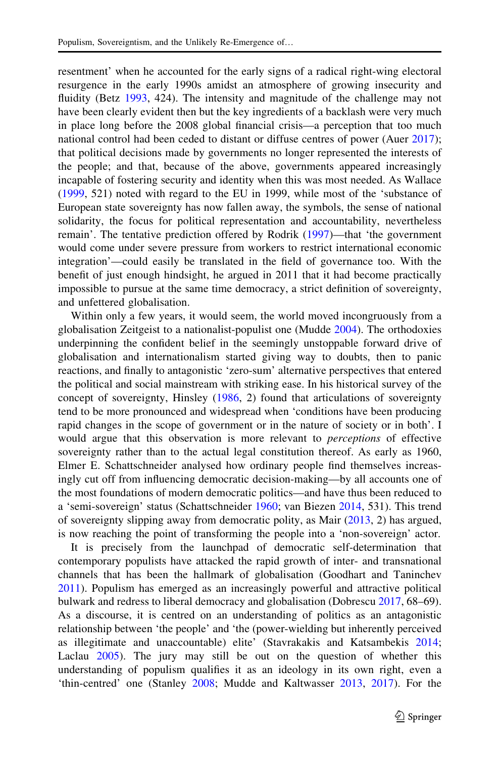resentment' when he accounted for the early signs of a radical right-wing electoral resurgence in the early 1990s amidst an atmosphere of growing insecurity and fluidity (Betz 1993, 424). The intensity and magnitude of the challenge may not have been clearly evident then but the key ingredients of a backlash were very much in place long before the 2008 global financial crisis—a perception that too much national control had been ceded to distant or diffuse centres of power (Auer 2017); that political decisions made by governments no longer represented the interests of the people; and that, because of the above, governments appeared increasingly incapable of fostering security and identity when this was most needed. As Wallace (1999, 521) noted with regard to the EU in 1999, while most of the 'substance of European state sovereignty has now fallen away, the symbols, the sense of national solidarity, the focus for political representation and accountability, nevertheless remain'. The tentative prediction offered by Rodrik (1997)—that 'the government would come under severe pressure from workers to restrict international economic integration'—could easily be translated in the field of governance too. With the benefit of just enough hindsight, he argued in 2011 that it had become practically impossible to pursue at the same time democracy, a strict definition of sovereignty, and unfettered globalisation.

Within only a few years, it would seem, the world moved incongruously from a globalisation Zeitgeist to a nationalist-populist one (Mudde 2004). The orthodoxies underpinning the confident belief in the seemingly unstoppable forward drive of globalisation and internationalism started giving way to doubts, then to panic reactions, and finally to antagonistic 'zero-sum' alternative perspectives that entered the political and social mainstream with striking ease. In his historical survey of the concept of sovereignty, Hinsley (1986, 2) found that articulations of sovereignty tend to be more pronounced and widespread when 'conditions have been producing rapid changes in the scope of government or in the nature of society or in both'. I would argue that this observation is more relevant to *perceptions* of effective sovereignty rather than to the actual legal constitution thereof. As early as 1960, Elmer E. Schattschneider analysed how ordinary people find themselves increasingly cut off from influencing democratic decision-making—by all accounts one of the most foundations of modern democratic politics—and have thus been reduced to a 'semi-sovereign' status (Schattschneider 1960; van Biezen 2014, 531). This trend of sovereignty slipping away from democratic polity, as Mair (2013, 2) has argued, is now reaching the point of transforming the people into a 'non-sovereign' actor.

It is precisely from the launchpad of democratic self-determination that contemporary populists have attacked the rapid growth of inter- and transnational channels that has been the hallmark of globalisation (Goodhart and Taninchev 2011). Populism has emerged as an increasingly powerful and attractive political bulwark and redress to liberal democracy and globalisation (Dobrescu 2017, 68–69). As a discourse, it is centred on an understanding of politics as an antagonistic relationship between 'the people' and 'the (power-wielding but inherently perceived as illegitimate and unaccountable) elite' (Stavrakakis and Katsambekis 2014; Laclau 2005). The jury may still be out on the question of whether this understanding of populism qualifies it as an ideology in its own right, even a 'thin-centred' one (Stanley 2008; Mudde and Kaltwasser 2013, 2017). For the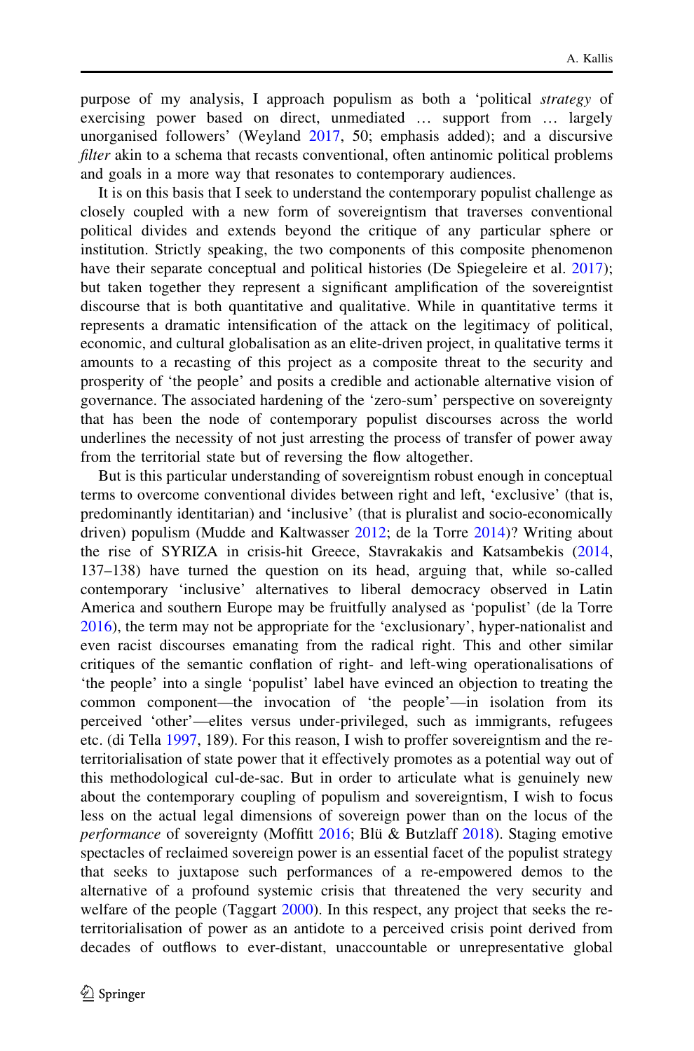purpose of my analysis, I approach populism as both a 'political *strategy* of exercising power based on direct, unmediated … support from … largely unorganised followers' (Weyland 2017, 50; emphasis added); and a discursive *filter* akin to a schema that recasts conventional, often antinomic political problems and goals in a more way that resonates to contemporary audiences.

It is on this basis that I seek to understand the contemporary populist challenge as closely coupled with a new form of sovereigntism that traverses conventional political divides and extends beyond the critique of any particular sphere or institution. Strictly speaking, the two components of this composite phenomenon have their separate conceptual and political histories (De Spiegeleire et al. 2017); but taken together they represent a significant amplification of the sovereigntist discourse that is both quantitative and qualitative. While in quantitative terms it represents a dramatic intensification of the attack on the legitimacy of political, economic, and cultural globalisation as an elite-driven project, in qualitative terms it amounts to a recasting of this project as a composite threat to the security and prosperity of 'the people' and posits a credible and actionable alternative vision of governance. The associated hardening of the 'zero-sum' perspective on sovereignty that has been the node of contemporary populist discourses across the world underlines the necessity of not just arresting the process of transfer of power away from the territorial state but of reversing the flow altogether.

But is this particular understanding of sovereigntism robust enough in conceptual terms to overcome conventional divides between right and left, 'exclusive' (that is, predominantly identitarian) and 'inclusive' (that is pluralist and socio-economically driven) populism (Mudde and Kaltwasser 2012; de la Torre 2014)? Writing about the rise of SYRIZA in crisis-hit Greece, Stavrakakis and Katsambekis (2014, 137–138) have turned the question on its head, arguing that, while so-called contemporary 'inclusive' alternatives to liberal democracy observed in Latin America and southern Europe may be fruitfully analysed as 'populist' (de la Torre 2016), the term may not be appropriate for the 'exclusionary', hyper-nationalist and even racist discourses emanating from the radical right. This and other similar critiques of the semantic conflation of right- and left-wing operationalisations of 'the people' into a single 'populist' label have evinced an objection to treating the common component—the invocation of 'the people'—in isolation from its perceived 'other'—elites versus under-privileged, such as immigrants, refugees etc. (di Tella 1997, 189). For this reason, I wish to proffer sovereigntism and the re-territorialisation of state power that it effectively promotes as a potential way out of this methodological cul-de-sac. But in order to articulate what is genuinely new about the contemporary coupling of populism and sovereigntism, I wish to focus less on the actual legal dimensions of sovereign power than on the locus of the *performance* of sovereignty (Moffitt 2016; Blü & Butzlaff 2018). Staging emotive spectacles of reclaimed sovereign power is an essential facet of the populist strategy that seeks to juxtapose such performances of a re-empowered demos to the alternative of a profound systemic crisis that threatened the very security and welfare of the people (Taggart 2000). In this respect, any project that seeks the re-territorialisation of power as an antidote to a perceived crisis point derived from decades of outflows to ever-distant, unaccountable or unrepresentative global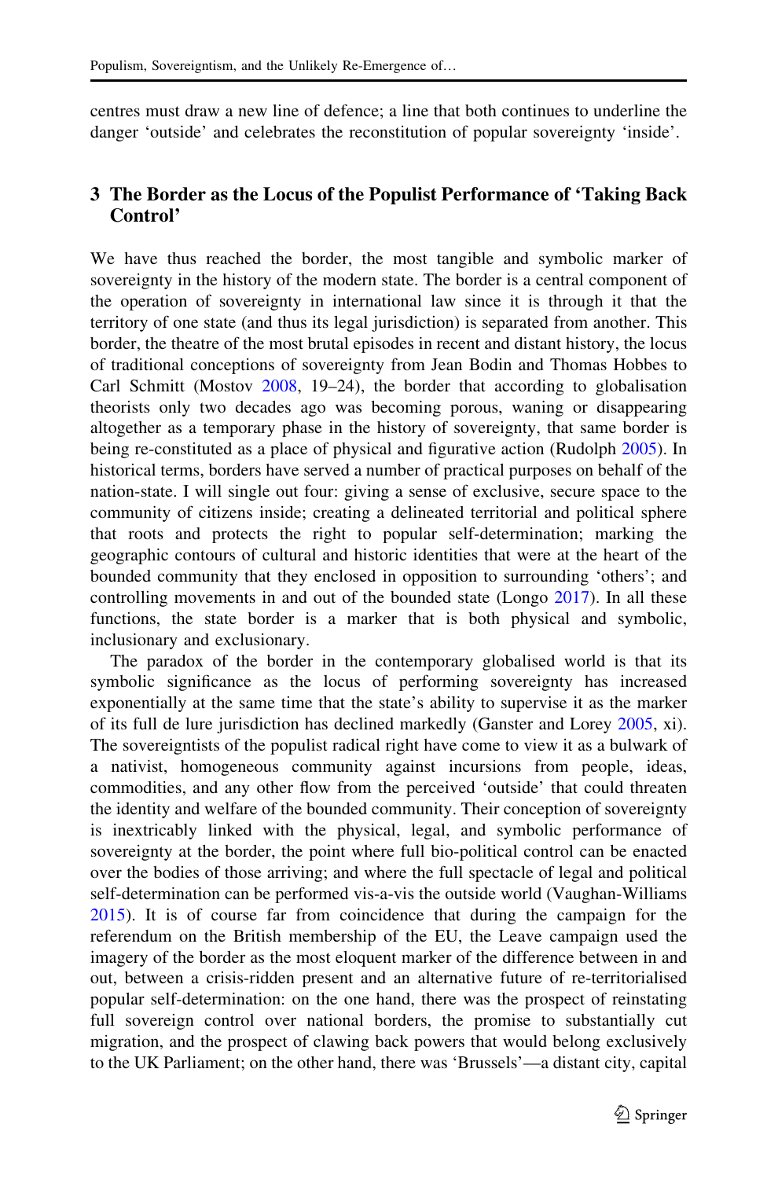centres must draw a new line of defence; a line that both continues to underline the danger 'outside' and celebrates the reconstitution of popular sovereignty 'inside'.

## 3 The Border as the Locus of the Populist Performance of 'Taking Back Control'

We have thus reached the border, the most tangible and symbolic marker of sovereignty in the history of the modern state. The border is a central component of the operation of sovereignty in international law since it is through it that the territory of one state (and thus its legal jurisdiction) is separated from another. This border, the theatre of the most brutal episodes in recent and distant history, the locus of traditional conceptions of sovereignty from Jean Bodin and Thomas Hobbes to Carl Schmitt (Mostov 2008, 19–24), the border that according to globalisation theorists only two decades ago was becoming porous, waning or disappearing altogether as a temporary phase in the history of sovereignty, that same border is being re-constituted as a place of physical and figurative action (Rudolph 2005). In historical terms, borders have served a number of practical purposes on behalf of the nation-state. I will single out four: giving a sense of exclusive, secure space to the community of citizens inside; creating a delineated territorial and political sphere that roots and protects the right to popular self-determination; marking the geographic contours of cultural and historic identities that were at the heart of the bounded community that they enclosed in opposition to surrounding 'others'; and controlling movements in and out of the bounded state (Longo 2017). In all these functions, the state border is a marker that is both physical and symbolic, inclusionary and exclusionary.

The paradox of the border in the contemporary globalised world is that its symbolic significance as the locus of performing sovereignty has increased exponentially at the same time that the state's ability to supervise it as the marker of its full de lure jurisdiction has declined markedly (Ganster and Lorey 2005, xi). The sovereigntists of the populist radical right have come to view it as a bulwark of a nativist, homogeneous community against incursions from people, ideas, commodities, and any other flow from the perceived 'outside' that could threaten the identity and welfare of the bounded community. Their conception of sovereignty is inextricably linked with the physical, legal, and symbolic performance of sovereignty at the border, the point where full bio-political control can be enacted over the bodies of those arriving; and where the full spectacle of legal and political self-determination can be performed vis-a-vis the outside world (Vaughan-Williams 2015). It is of course far from coincidence that during the campaign for the referendum on the British membership of the EU, the Leave campaign used the imagery of the border as the most eloquent marker of the difference between in and out, between a crisis-ridden present and an alternative future of re-territorialised popular self-determination: on the one hand, there was the prospect of reinstating full sovereign control over national borders, the promise to substantially cut migration, and the prospect of clawing back powers that would belong exclusively to the UK Parliament; on the other hand, there was 'Brussels'—a distant city, capital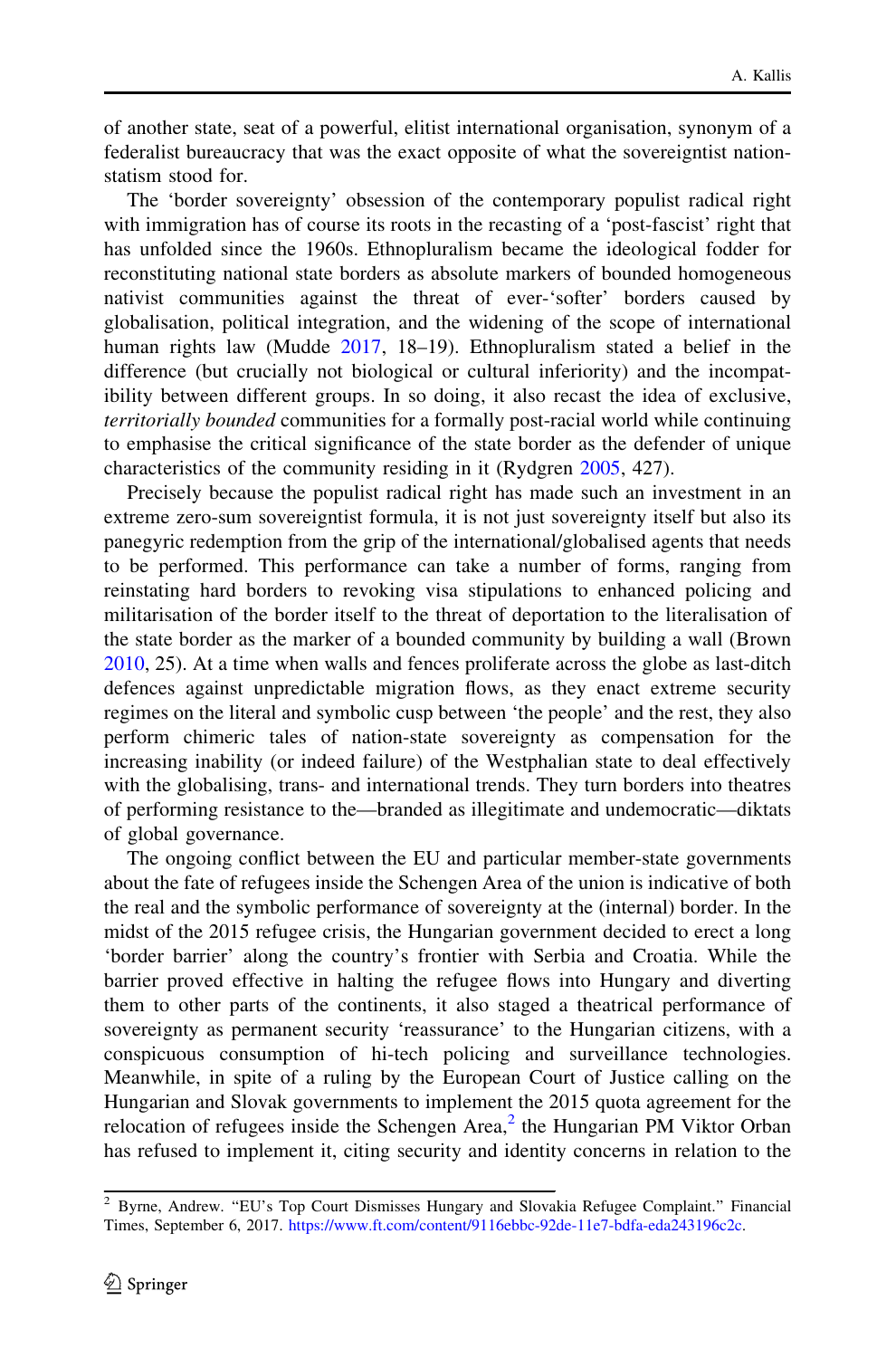of another state, seat of a powerful, elitist international organisation, synonym of a federalist bureaucracy that was the exact opposite of what the sovereigntist nation-statism stood for.

The 'border sovereignty' obsession of the contemporary populist radical right with immigration has of course its roots in the recasting of a 'post-fascist' right that has unfolded since the 1960s. Ethnopluralism became the ideological fodder for reconstituting national state borders as absolute markers of bounded homogeneous nativist communities against the threat of ever-'softer' borders caused by globalisation, political integration, and the widening of the scope of international human rights law (Mudde 2017, 18–19). Ethnopluralism stated a belief in the difference (but crucially not biological or cultural inferiority) and the incompatibility between different groups. In so doing, it also recast the idea of exclusive, *territorially bounded* communities for a formally post-racial world while continuing to emphasise the critical significance of the state border as the defender of unique characteristics of the community residing in it (Rydgren 2005, 427).

Precisely because the populist radical right has made such an investment in an extreme zero-sum sovereigntist formula, it is not just sovereignty itself but also its panegyric redemption from the grip of the international/globalised agents that needs to be performed. This performance can take a number of forms, ranging from reinstating hard borders to revoking visa stipulations to enhanced policing and militarisation of the border itself to the threat of deportation to the literalisation of the state border as the marker of a bounded community by building a wall (Brown 2010, 25). At a time when walls and fences proliferate across the globe as last-ditch defences against unpredictable migration flows, as they enact extreme security regimes on the literal and symbolic cusp between 'the people' and the rest, they also perform chimeric tales of nation-state sovereignty as compensation for the increasing inability (or indeed failure) of the Westphalian state to deal effectively with the globalising, trans- and international trends. They turn borders into theatres of performing resistance to the—branded as illegitimate and undemocratic—diktats of global governance.

The ongoing conflict between the EU and particular member-state governments about the fate of refugees inside the Schengen Area of the union is indicative of both the real and the symbolic performance of sovereignty at the (internal) border. In the midst of the 2015 refugee crisis, the Hungarian government decided to erect a long 'border barrier' along the country's frontier with Serbia and Croatia. While the barrier proved effective in halting the refugee flows into Hungary and diverting them to other parts of the continents, it also staged a theatrical performance of sovereignty as permanent security 'reassurance' to the Hungarian citizens, with a conspicuous consumption of hi-tech policing and surveillance technologies. Meanwhile, in spite of a ruling by the European Court of Justice calling on the Hungarian and Slovak governments to implement the 2015 quota agreement for the relocation of refugees inside the Schengen Area,[2] the Hungarian PM Viktor Orban has refused to implement it, citing security and identity concerns in relation to the

[2] Byrne, Andrew. "EU's Top Court Dismisses Hungary and Slovakia Refugee Complaint." Financial Times, September 6, 2017. https://www.ft.com/content/9116ebbc-92de-11e7-bdfa-eda243196c2c.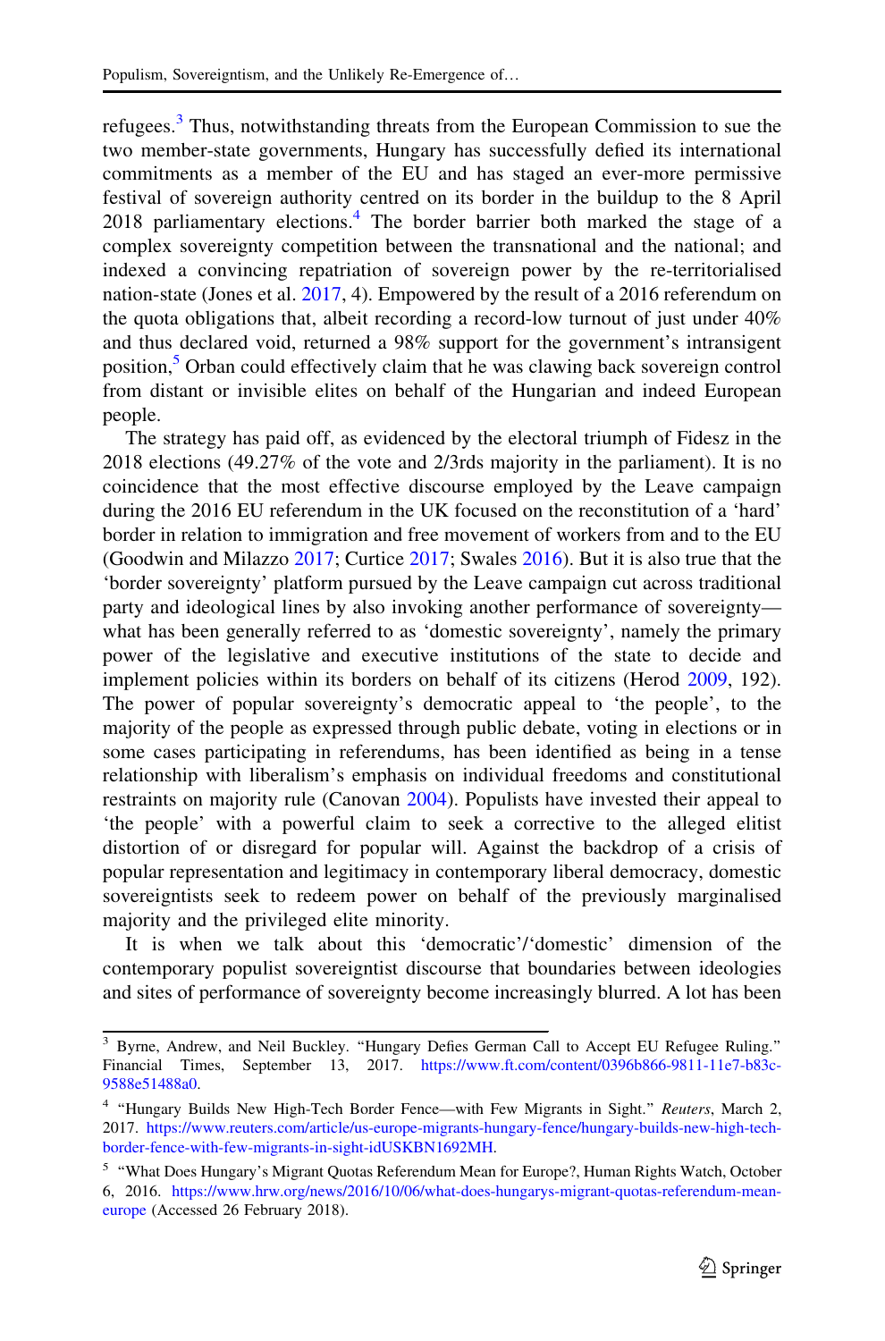refugees.[3] Thus, notwithstanding threats from the European Commission to sue the two member-state governments, Hungary has successfully defied its international commitments as a member of the EU and has staged an ever-more permissive festival of sovereign authority centred on its border in the buildup to the 8 April 2018 parliamentary elections.[4] The border barrier both marked the stage of a complex sovereignty competition between the transnational and the national; and indexed a convincing repatriation of sovereign power by the re-territorialised nation-state (Jones et al. 2017, 4). Empowered by the result of a 2016 referendum on the quota obligations that, albeit recording a record-low turnout of just under 40% and thus declared void, returned a 98% support for the government's intransigent position,[5] Orban could effectively claim that he was clawing back sovereign control from distant or invisible elites on behalf of the Hungarian and indeed European people.

The strategy has paid off, as evidenced by the electoral triumph of Fidesz in the 2018 elections (49.27% of the vote and 2/3rds majority in the parliament). It is no coincidence that the most effective discourse employed by the Leave campaign during the 2016 EU referendum in the UK focused on the reconstitution of a 'hard' border in relation to immigration and free movement of workers from and to the EU (Goodwin and Milazzo 2017; Curtice 2017; Swales 2016). But it is also true that the 'border sovereignty' platform pursued by the Leave campaign cut across traditional party and ideological lines by also invoking another performance of sovereignty—what has been generally referred to as 'domestic sovereignty', namely the primary power of the legislative and executive institutions of the state to decide and implement policies within its borders on behalf of its citizens (Herod 2009, 192). The power of popular sovereignty's democratic appeal to 'the people', to the majority of the people as expressed through public debate, voting in elections or in some cases participating in referendums, has been identified as being in a tense relationship with liberalism's emphasis on individual freedoms and constitutional restraints on majority rule (Canovan 2004). Populists have invested their appeal to 'the people' with a powerful claim to seek a corrective to the alleged elitist distortion of or disregard for popular will. Against the backdrop of a crisis of popular representation and legitimacy in contemporary liberal democracy, domestic sovereigntists seek to redeem power on behalf of the previously marginalised majority and the privileged elite minority.

It is when we talk about this 'democratic'/'domestic' dimension of the contemporary populist sovereigntist discourse that boundaries between ideologies and sites of performance of sovereignty become increasingly blurred. A lot has been

---

[3] Byrne, Andrew, and Neil Buckley. "Hungary Defies German Call to Accept EU Refugee Ruling." Financial Times, September 13, 2017. https://www.ft.com/content/0396b866-9811-11e7-b83c-9588e51488a0.

[4] "Hungary Builds New High-Tech Border Fence—with Few Migrants in Sight." *Reuters*, March 2, 2017. https://www.reuters.com/article/us-europe-migrants-hungary-fence/hungary-builds-new-high-tech-border-fence-with-few-migrants-in-sight-idUSKBN1692MH.

[5] "What Does Hungary's Migrant Quotas Referendum Mean for Europe?, Human Rights Watch, October 6, 2016. https://www.hrw.org/news/2016/10/06/what-does-hungarys-migrant-quotas-referendum-mean-europe (Accessed 26 February 2018).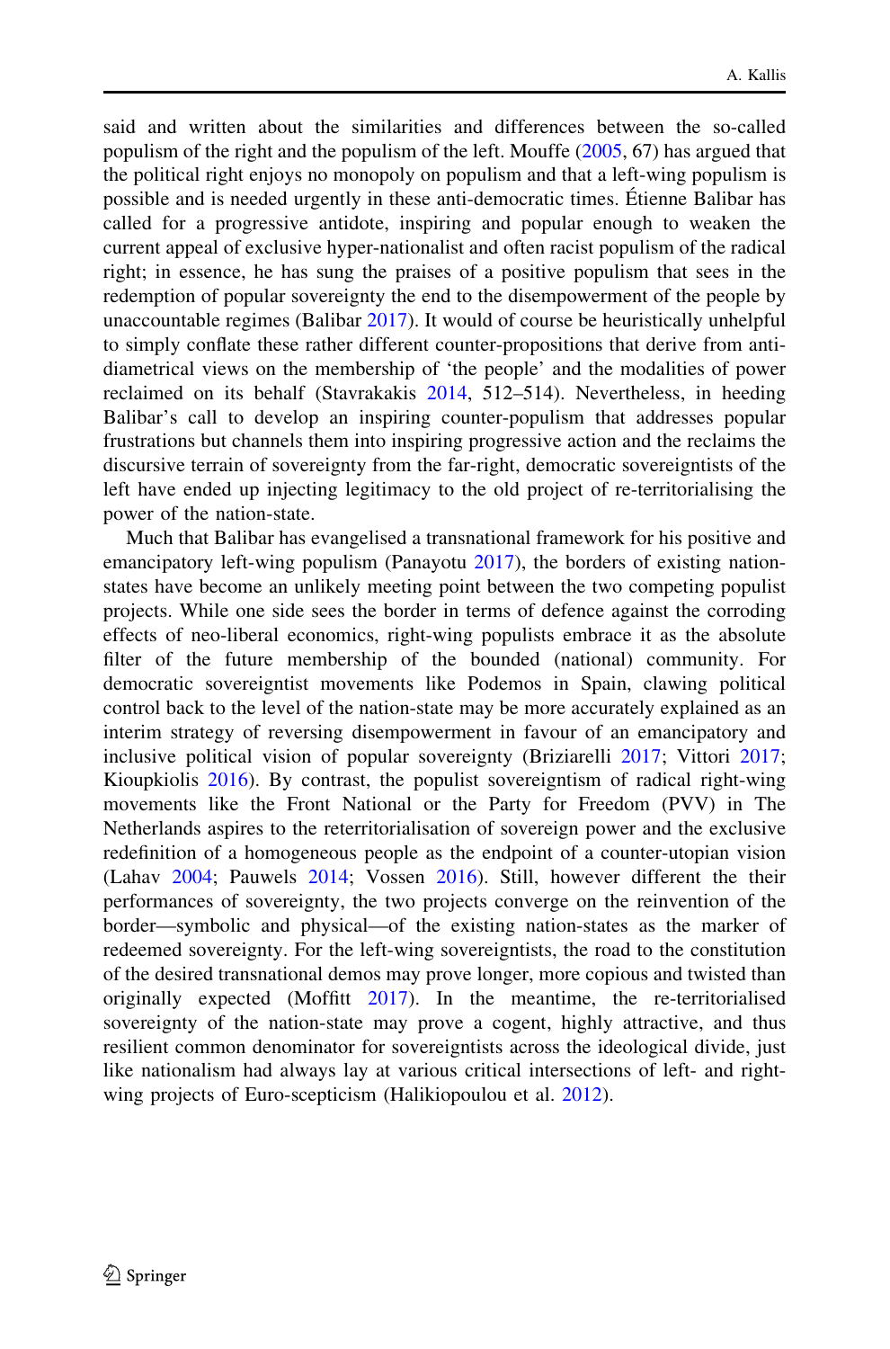said and written about the similarities and differences between the so-called populism of the right and the populism of the left. Mouffe (2005, 67) has argued that the political right enjoys no monopoly on populism and that a left-wing populism is possible and is needed urgently in these anti-democratic times. Étienne Balibar has called for a progressive antidote, inspiring and popular enough to weaken the current appeal of exclusive hyper-nationalist and often racist populism of the radical right; in essence, he has sung the praises of a positive populism that sees in the redemption of popular sovereignty the end to the disempowerment of the people by unaccountable regimes (Balibar 2017). It would of course be heuristically unhelpful to simply conflate these rather different counter-propositions that derive from anti-diametrical views on the membership of 'the people' and the modalities of power reclaimed on its behalf (Stavrakakis 2014, 512–514). Nevertheless, in heeding Balibar's call to develop an inspiring counter-populism that addresses popular frustrations but channels them into inspiring progressive action and the reclaims the discursive terrain of sovereignty from the far-right, democratic sovereigntists of the left have ended up injecting legitimacy to the old project of re-territorialising the power of the nation-state.

Much that Balibar has evangelised a transnational framework for his positive and emancipatory left-wing populism (Panayotu 2017), the borders of existing nation-states have become an unlikely meeting point between the two competing populist projects. While one side sees the border in terms of defence against the corroding effects of neo-liberal economics, right-wing populists embrace it as the absolute filter of the future membership of the bounded (national) community. For democratic sovereigntist movements like Podemos in Spain, clawing political control back to the level of the nation-state may be more accurately explained as an interim strategy of reversing disempowerment in favour of an emancipatory and inclusive political vision of popular sovereignty (Briziarelli 2017; Vittori 2017; Kioupkiolis 2016). By contrast, the populist sovereigntism of radical right-wing movements like the Front National or the Party for Freedom (PVV) in The Netherlands aspires to the reterritorialisation of sovereign power and the exclusive redefinition of a homogeneous people as the endpoint of a counter-utopian vision (Lahav 2004; Pauwels 2014; Vossen 2016). Still, however different the their performances of sovereignty, the two projects converge on the reinvention of the border—symbolic and physical—of the existing nation-states as the marker of redeemed sovereignty. For the left-wing sovereigntists, the road to the constitution of the desired transnational demos may prove longer, more copious and twisted than originally expected (Moffitt 2017). In the meantime, the re-territorialised sovereignty of the nation-state may prove a cogent, highly attractive, and thus resilient common denominator for sovereigntists across the ideological divide, just like nationalism had always lay at various critical intersections of left- and right-wing projects of Euro-scepticism (Halikiopoulou et al. 2012).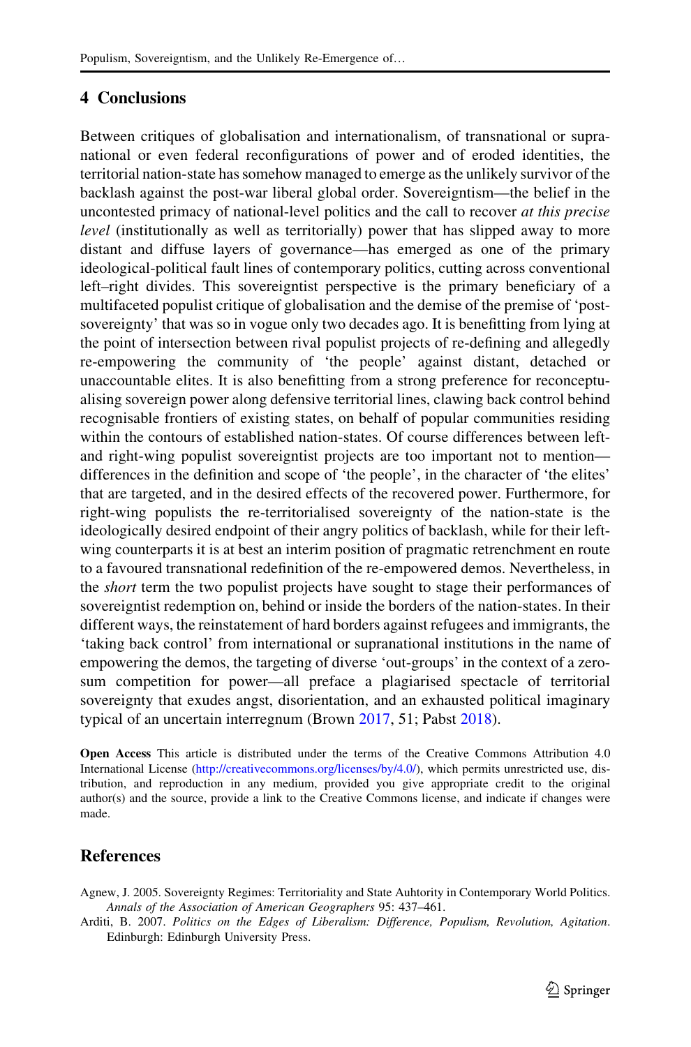## 4 Conclusions

Between critiques of globalisation and internationalism, of transnational or supra-national or even federal reconfigurations of power and of eroded identities, the territorial nation-state has somehow managed to emerge as the unlikely survivor of the backlash against the post-war liberal global order. Sovereigntism—the belief in the uncontested primacy of national-level politics and the call to recover *at this precise level* (institutionally as well as territorially) power that has slipped away to more distant and diffuse layers of governance—has emerged as one of the primary ideological-political fault lines of contemporary politics, cutting across conventional left–right divides. This sovereigntist perspective is the primary beneficiary of a multifaceted populist critique of globalisation and the demise of the premise of 'post-sovereignty' that was so in vogue only two decades ago. It is benefitting from lying at the point of intersection between rival populist projects of re-defining and allegedly re-empowering the community of 'the people' against distant, detached or unaccountable elites. It is also benefitting from a strong preference for reconceptualising sovereign power along defensive territorial lines, clawing back control behind recognisable frontiers of existing states, on behalf of popular communities residing within the contours of established nation-states. Of course differences between left- and right-wing populist sovereigntist projects are too important not to mention—differences in the definition and scope of 'the people', in the character of 'the elites' that are targeted, and in the desired effects of the recovered power. Furthermore, for right-wing populists the re-territorialised sovereignty of the nation-state is the ideologically desired endpoint of their angry politics of backlash, while for their left-wing counterparts it is at best an interim position of pragmatic retrenchment en route to a favoured transnational redefinition of the re-empowered demos. Nevertheless, in the *short* term the two populist projects have sought to stage their performances of sovereigntist redemption on, behind or inside the borders of the nation-states. In their different ways, the reinstatement of hard borders against refugees and immigrants, the 'taking back control' from international or supranational institutions in the name of empowering the demos, the targeting of diverse 'out-groups' in the context of a zero-sum competition for power—all preface a plagiarised spectacle of territorial sovereignty that exudes angst, disorientation, and an exhausted political imaginary typical of an uncertain interregnum (Brown 2017, 51; Pabst 2018).

**Open Access** This article is distributed under the terms of the Creative Commons Attribution 4.0 International License (http://creativecommons.org/licenses/by/4.0/), which permits unrestricted use, distribution, and reproduction in any medium, provided you give appropriate credit to the original author(s) and the source, provide a link to the Creative Commons license, and indicate if changes were made.

## References

Agnew, J. 2005. Sovereignty Regimes: Territoriality and State Auhtority in Contemporary World Politics. *Annals of the Association of American Geographers* 95: 437–461.

Arditi, B. 2007. *Politics on the Edges of Liberalism: Difference, Populism, Revolution, Agitation*. Edinburgh: Edinburgh University Press.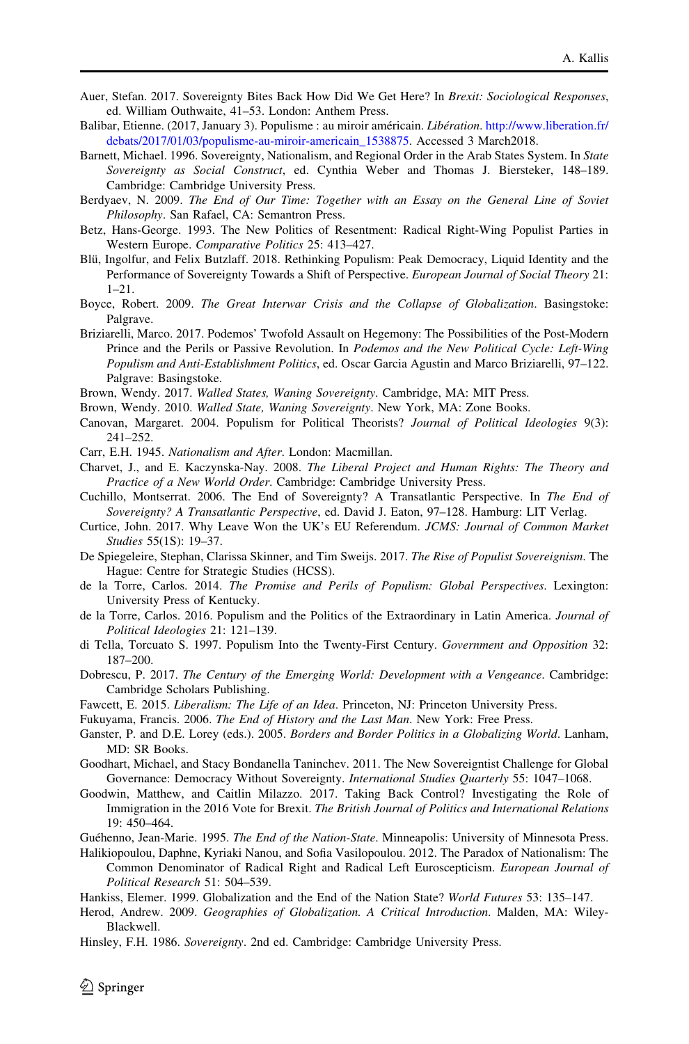Auer, Stefan. 2017. Sovereignty Bites Back How Did We Get Here? In *Brexit: Sociological Responses*, ed. William Outhwaite, 41–53. London: Anthem Press.

Balibar, Etienne. (2017, January 3). Populisme : au miroir américain. *Libération*. http://www.liberation.fr/debats/2017/01/03/populisme-au-miroir-americain_1538875. Accessed 3 March2018.

Barnett, Michael. 1996. Sovereignty, Nationalism, and Regional Order in the Arab States System. In *State Sovereignty as Social Construct*, ed. Cynthia Weber and Thomas J. Biersteker, 148–189. Cambridge: Cambridge University Press.

Berdyaev, N. 2009. *The End of Our Time: Together with an Essay on the General Line of Soviet Philosophy*. San Rafael, CA: Semantron Press.

Betz, Hans-George. 1993. The New Politics of Resentment: Radical Right-Wing Populist Parties in Western Europe. *Comparative Politics* 25: 413–427.

Blü, Ingolfur, and Felix Butzlaff. 2018. Rethinking Populism: Peak Democracy, Liquid Identity and the Performance of Sovereignty Towards a Shift of Perspective. *European Journal of Social Theory* 21: 1–21.

Boyce, Robert. 2009. *The Great Interwar Crisis and the Collapse of Globalization*. Basingstoke: Palgrave.

Briziarelli, Marco. 2017. Podemos' Twofold Assault on Hegemony: The Possibilities of the Post-Modern Prince and the Perils or Passive Revolution. In *Podemos and the New Political Cycle: Left-Wing Populism and Anti-Establishment Politics*, ed. Oscar Garcia Agustin and Marco Briziarelli, 97–122. Palgrave: Basingstoke.

Brown, Wendy. 2017. *Walled States, Waning Sovereignty*. Cambridge, MA: MIT Press.

Brown, Wendy. 2010. *Walled State, Waning Sovereignty*. New York, MA: Zone Books.

Canovan, Margaret. 2004. Populism for Political Theorists? *Journal of Political Ideologies* 9(3): 241–252.

Carr, E.H. 1945. *Nationalism and After*. London: Macmillan.

Charvet, J., and E. Kaczynska-Nay. 2008. *The Liberal Project and Human Rights: The Theory and Practice of a New World Order*. Cambridge: Cambridge University Press.

Cuchillo, Montserrat. 2006. The End of Sovereignty? A Transatlantic Perspective. In *The End of Sovereignty? A Transatlantic Perspective*, ed. David J. Eaton, 97–128. Hamburg: LIT Verlag.

Curtice, John. 2017. Why Leave Won the UK's EU Referendum. *JCMS: Journal of Common Market Studies* 55(1S): 19–37.

De Spiegeleire, Stephan, Clarissa Skinner, and Tim Sweijs. 2017. *The Rise of Populist Sovereignism*. The Hague: Centre for Strategic Studies (HCSS).

de la Torre, Carlos. 2014. *The Promise and Perils of Populism: Global Perspectives*. Lexington: University Press of Kentucky.

de la Torre, Carlos. 2016. Populism and the Politics of the Extraordinary in Latin America. *Journal of Political Ideologies* 21: 121–139.

di Tella, Torcuato S. 1997. Populism Into the Twenty-First Century. *Government and Opposition* 32: 187–200.

Dobrescu, P. 2017. *The Century of the Emerging World: Development with a Vengeance*. Cambridge: Cambridge Scholars Publishing.

Fawcett, E. 2015. *Liberalism: The Life of an Idea*. Princeton, NJ: Princeton University Press.

Fukuyama, Francis. 2006. *The End of History and the Last Man*. New York: Free Press.

Ganster, P. and D.E. Lorey (eds.). 2005. *Borders and Border Politics in a Globalizing World*. Lanham, MD: SR Books.

Goodhart, Michael, and Stacy Bondanella Taninchev. 2011. The New Sovereigntist Challenge for Global Governance: Democracy Without Sovereignty. *International Studies Quarterly* 55: 1047–1068.

Goodwin, Matthew, and Caitlin Milazzo. 2017. Taking Back Control? Investigating the Role of Immigration in the 2016 Vote for Brexit. *The British Journal of Politics and International Relations* 19: 450–464.

Guéhenno, Jean-Marie. 1995. *The End of the Nation-State*. Minneapolis: University of Minnesota Press.

Halikiopoulou, Daphne, Kyriaki Nanou, and Sofia Vasilopoulou. 2012. The Paradox of Nationalism: The Common Denominator of Radical Right and Radical Left Euroscepticism. *European Journal of Political Research* 51: 504–539.

Hankiss, Elemer. 1999. Globalization and the End of the Nation State? *World Futures* 53: 135–147.

Herod, Andrew. 2009. *Geographies of Globalization. A Critical Introduction*. Malden, MA: Wiley-Blackwell.

Hinsley, F.H. 1986. *Sovereignty*. 2nd ed. Cambridge: Cambridge University Press.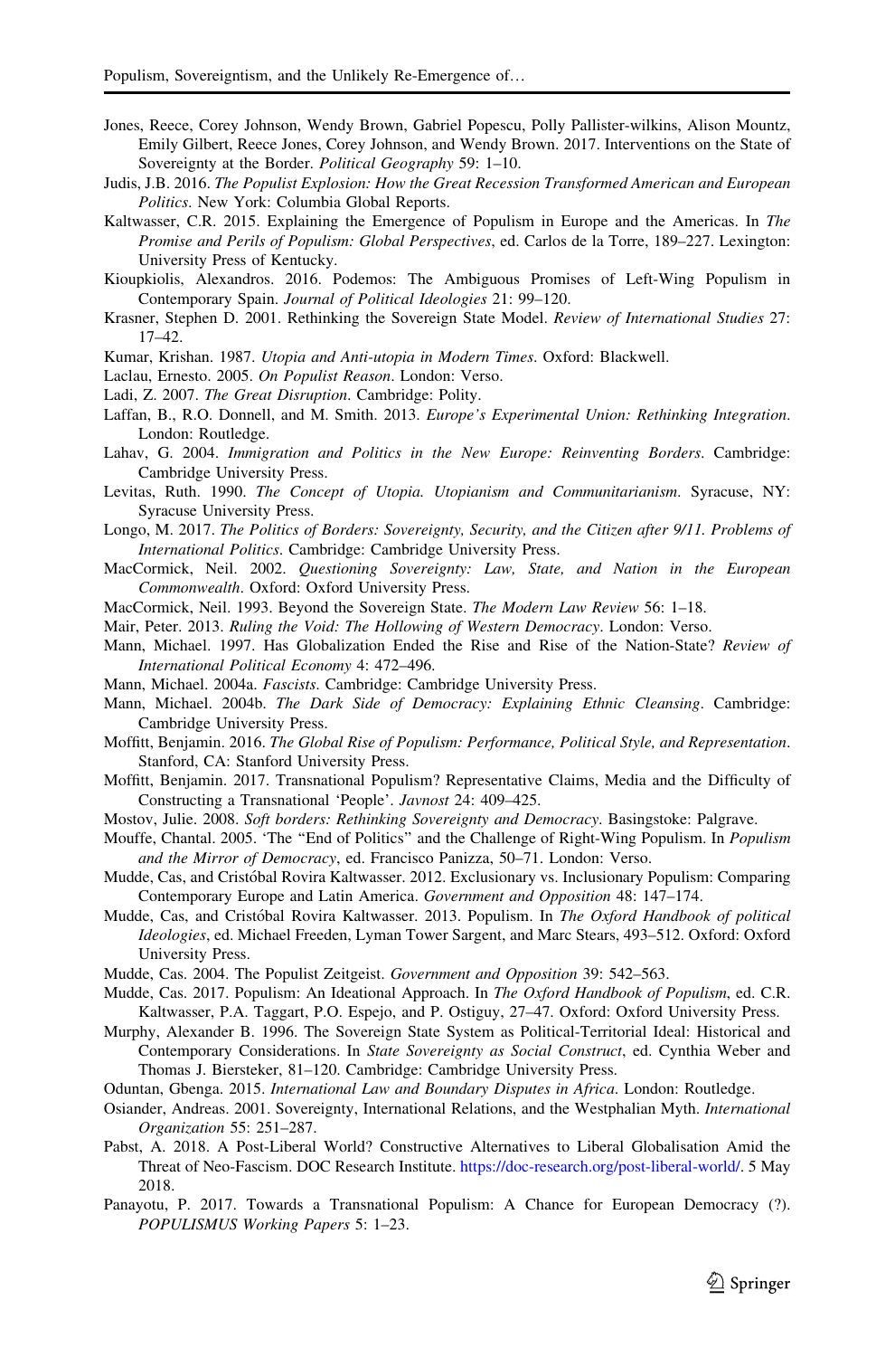Jones, Reece, Corey Johnson, Wendy Brown, Gabriel Popescu, Polly Pallister-wilkins, Alison Mountz, Emily Gilbert, Reece Jones, Corey Johnson, and Wendy Brown. 2017. Interventions on the State of Sovereignty at the Border. *Political Geography* 59: 1–10.

Judis, J.B. 2016. *The Populist Explosion: How the Great Recession Transformed American and European Politics*. New York: Columbia Global Reports.

Kaltwasser, C.R. 2015. Explaining the Emergence of Populism in Europe and the Americas. In *The Promise and Perils of Populism: Global Perspectives*, ed. Carlos de la Torre, 189–227. Lexington: University Press of Kentucky.

Kioupkiolis, Alexandros. 2016. Podemos: The Ambiguous Promises of Left-Wing Populism in Contemporary Spain. *Journal of Political Ideologies* 21: 99–120.

Krasner, Stephen D. 2001. Rethinking the Sovereign State Model. *Review of International Studies* 27: 17–42.

Kumar, Krishan. 1987. *Utopia and Anti-utopia in Modern Times*. Oxford: Blackwell.

Laclau, Ernesto. 2005. *On Populist Reason*. London: Verso.

Ladi, Z. 2007. *The Great Disruption*. Cambridge: Polity.

Laffan, B., R.O. Donnell, and M. Smith. 2013. *Europe's Experimental Union: Rethinking Integration*. London: Routledge.

Lahav, G. 2004. *Immigration and Politics in the New Europe: Reinventing Borders*. Cambridge: Cambridge University Press.

Levitas, Ruth. 1990. *The Concept of Utopia. Utopianism and Communitarianism*. Syracuse, NY: Syracuse University Press.

Longo, M. 2017. *The Politics of Borders: Sovereignty, Security, and the Citizen after 9/11. Problems of International Politics*. Cambridge: Cambridge University Press.

MacCormick, Neil. 2002. *Questioning Sovereignty: Law, State, and Nation in the European Commonwealth*. Oxford: Oxford University Press.

MacCormick, Neil. 1993. Beyond the Sovereign State. *The Modern Law Review* 56: 1–18.

Mair, Peter. 2013. *Ruling the Void: The Hollowing of Western Democracy*. London: Verso.

Mann, Michael. 1997. Has Globalization Ended the Rise and Rise of the Nation-State? *Review of International Political Economy* 4: 472–496.

Mann, Michael. 2004a. *Fascists*. Cambridge: Cambridge University Press.

Mann, Michael. 2004b. *The Dark Side of Democracy: Explaining Ethnic Cleansing*. Cambridge: Cambridge University Press.

Moffitt, Benjamin. 2016. *The Global Rise of Populism: Performance, Political Style, and Representation*. Stanford, CA: Stanford University Press.

Moffitt, Benjamin. 2017. Transnational Populism? Representative Claims, Media and the Difficulty of Constructing a Transnational 'People'. *Javnost* 24: 409–425.

Mostov, Julie. 2008. *Soft borders: Rethinking Sovereignty and Democracy*. Basingstoke: Palgrave.

Mouffe, Chantal. 2005. 'The "End of Politics" and the Challenge of Right-Wing Populism. In *Populism and the Mirror of Democracy*, ed. Francisco Panizza, 50–71. London: Verso.

Mudde, Cas, and Cristóbal Rovira Kaltwasser. 2012. Exclusionary vs. Inclusionary Populism: Comparing Contemporary Europe and Latin America. *Government and Opposition* 48: 147–174.

Mudde, Cas, and Cristóbal Rovira Kaltwasser. 2013. Populism. In *The Oxford Handbook of political Ideologies*, ed. Michael Freeden, Lyman Tower Sargent, and Marc Stears, 493–512. Oxford: Oxford University Press.

Mudde, Cas. 2004. The Populist Zeitgeist. *Government and Opposition* 39: 542–563.

Mudde, Cas. 2017. Populism: An Ideational Approach. In *The Oxford Handbook of Populism*, ed. C.R. Kaltwasser, P.A. Taggart, P.O. Espejo, and P. Ostiguy, 27–47. Oxford: Oxford University Press.

Murphy, Alexander B. 1996. The Sovereign State System as Political-Territorial Ideal: Historical and Contemporary Considerations. In *State Sovereignty as Social Construct*, ed. Cynthia Weber and Thomas J. Biersteker, 81–120. Cambridge: Cambridge University Press.

Oduntan, Gbenga. 2015. *International Law and Boundary Disputes in Africa*. London: Routledge.

Osiander, Andreas. 2001. Sovereignty, International Relations, and the Westphalian Myth. *International Organization* 55: 251–287.

Pabst, A. 2018. A Post-Liberal World? Constructive Alternatives to Liberal Globalisation Amid the Threat of Neo-Fascism. DOC Research Institute. https://doc-research.org/post-liberal-world/. 5 May 2018.

Panayotu, P. 2017. Towards a Transnational Populism: A Chance for European Democracy (?). *POPULISMUS Working Papers* 5: 1–23.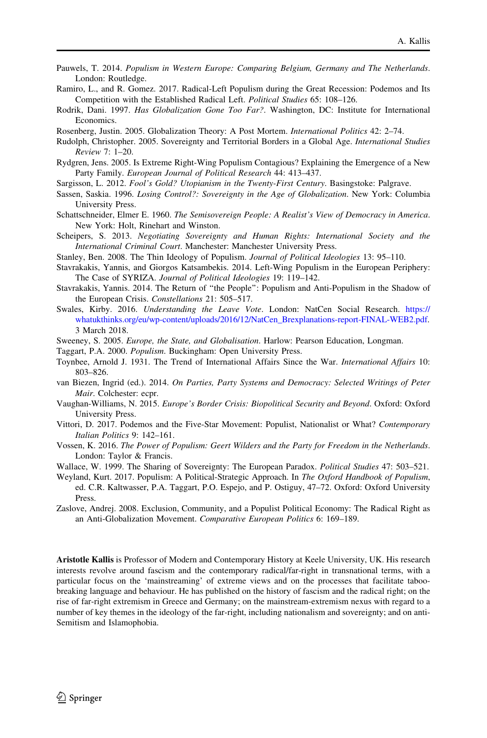Pauwels, T. 2014. *Populism in Western Europe: Comparing Belgium, Germany and The Netherlands*. London: Routledge.

Ramiro, L., and R. Gomez. 2017. Radical-Left Populism during the Great Recession: Podemos and Its Competition with the Established Radical Left. *Political Studies* 65: 108–126.

Rodrik, Dani. 1997. *Has Globalization Gone Too Far?*. Washington, DC: Institute for International Economics.

Rosenberg, Justin. 2005. Globalization Theory: A Post Mortem. *International Politics* 42: 2–74.

Rudolph, Christopher. 2005. Sovereignty and Territorial Borders in a Global Age. *International Studies Review* 7: 1–20.

Rydgren, Jens. 2005. Is Extreme Right-Wing Populism Contagious? Explaining the Emergence of a New Party Family. *European Journal of Political Research* 44: 413–437.

Sargisson, L. 2012. *Fool's Gold? Utopianism in the Twenty-First Century*. Basingstoke: Palgrave.

Sassen, Saskia. 1996. *Losing Control?: Sovereignty in the Age of Globalization*. New York: Columbia University Press.

Schattschneider, Elmer E. 1960. *The Semisovereign People: A Realist's View of Democracy in America*. New York: Holt, Rinehart and Winston.

Scheipers, S. 2013. *Negotiating Sovereignty and Human Rights: International Society and the International Criminal Court*. Manchester: Manchester University Press.

Stanley, Ben. 2008. The Thin Ideology of Populism. *Journal of Political Ideologies* 13: 95–110.

Stavrakakis, Yannis, and Giorgos Katsambekis. 2014. Left-Wing Populism in the European Periphery: The Case of SYRIZA. *Journal of Political Ideologies* 19: 119–142.

Stavrakakis, Yannis. 2014. The Return of "the People": Populism and Anti-Populism in the Shadow of the European Crisis. *Constellations* 21: 505–517.

Swales, Kirby. 2016. *Understanding the Leave Vote*. London: NatCen Social Research. https://whatukthinks.org/eu/wp-content/uploads/2016/12/NatCen_Brexplanations-report-FINAL-WEB2.pdf. 3 March 2018.

Sweeney, S. 2005. *Europe, the State, and Globalisation*. Harlow: Pearson Education, Longman.

Taggart, P.A. 2000. *Populism*. Buckingham: Open University Press.

Toynbee, Arnold J. 1931. The Trend of International Affairs Since the War. *International Affairs* 10: 803–826.

van Biezen, Ingrid (ed.). 2014. *On Parties, Party Systems and Democracy: Selected Writings of Peter Mair*. Colchester: ecpr.

Vaughan-Williams, N. 2015. *Europe's Border Crisis: Biopolitical Security and Beyond*. Oxford: Oxford University Press.

Vittori, D. 2017. Podemos and the Five-Star Movement: Populist, Nationalist or What? *Contemporary Italian Politics* 9: 142–161.

Vossen, K. 2016. *The Power of Populism: Geert Wilders and the Party for Freedom in the Netherlands*. London: Taylor & Francis.

Wallace, W. 1999. The Sharing of Sovereignty: The European Paradox. *Political Studies* 47: 503–521.

Weyland, Kurt. 2017. Populism: A Political-Strategic Approach. In *The Oxford Handbook of Populism*, ed. C.R. Kaltwasser, P.A. Taggart, P.O. Espejo, and P. Ostiguy, 47–72. Oxford: Oxford University Press.

Zaslove, Andrej. 2008. Exclusion, Community, and a Populist Political Economy: The Radical Right as an Anti-Globalization Movement. *Comparative European Politics* 6: 169–189.

**Aristotle Kallis** is Professor of Modern and Contemporary History at Keele University, UK. His research interests revolve around fascism and the contemporary radical/far-right in transnational terms, with a particular focus on the 'mainstreaming' of extreme views and on the processes that facilitate taboo-breaking language and behaviour. He has published on the history of fascism and the radical right; on the rise of far-right extremism in Greece and Germany; on the mainstream-extremism nexus with regard to a number of key themes in the ideology of the far-right, including nationalism and sovereignty; and on anti-Semitism and Islamophobia.